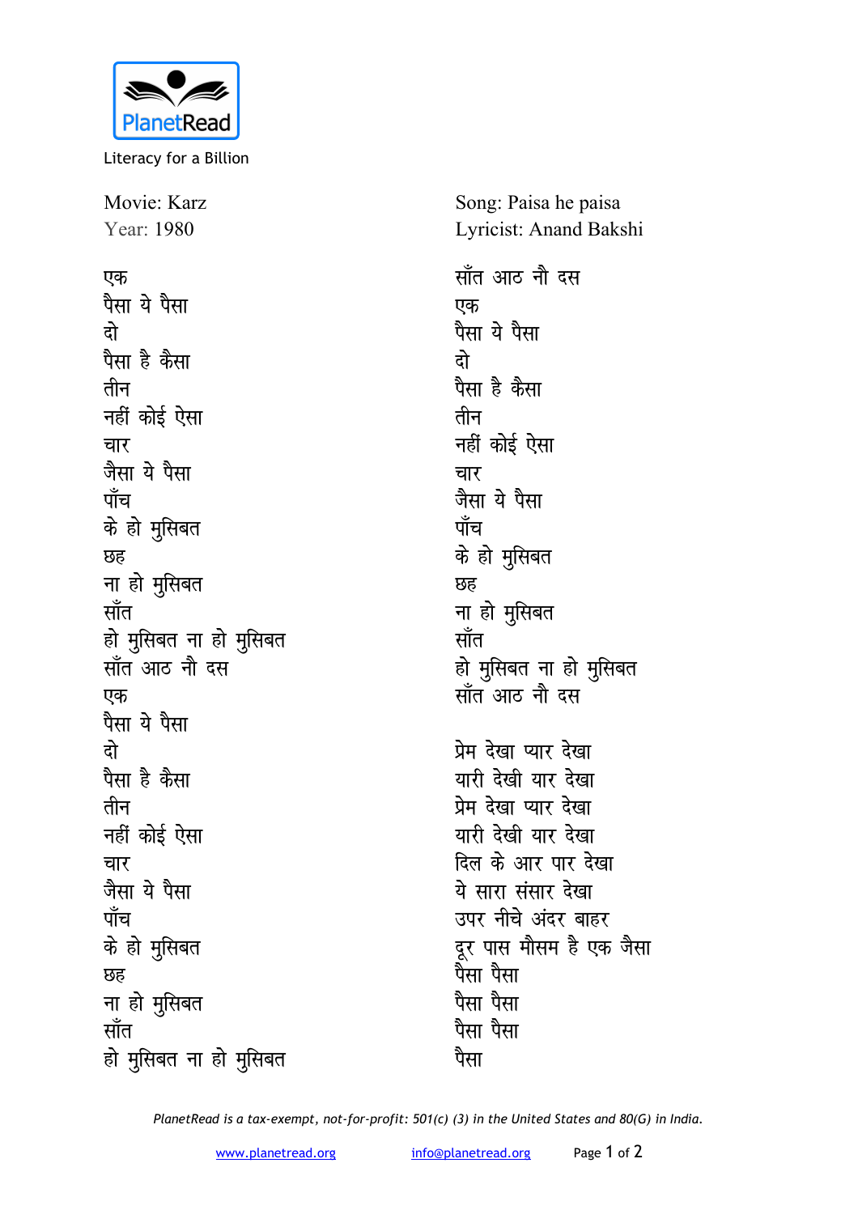PlanetRead

Literacy for a Billion

Movie: Karz
Year: 1980

Song: Paisa he paisa
Lyricist: Anand Bakshi

एक
पैसा ये पैसा
दो
पैसा है कैसा
तीन
नहीं कोई ऐसा
चार
जैसा ये पैसा
पाँच
के हो मुसिबत
छह
ना हो मुसिबत
साँत
हो मुसिबत ना हो मुसिबत
साँत आठ नौ दस
एक
पैसा ये पैसा
दो
पैसा है कैसा
तीन
नहीं कोई ऐसा
चार
जैसा ये पैसा
पाँच
के हो मुसिबत
छह
ना हो मुसिबत
साँत
हो मुसिबत ना हो मुसिबत
साँत आठ नौ दस
एक
पैसा ये पैसा
दो
पैसा है कैसा
तीन
नहीं कोई ऐसा
चार
जैसा ये पैसा
पाँच
के हो मुसिबत
छह
ना हो मुसिबत
साँत
हो मुसिबत ना हो मुसिबत
साँत आठ नौ दस

प्रेम देखा प्यार देखा
यारी देखी यार देखा
प्रेम देखा प्यार देखा
यारी देखी यार देखा
दिल के आर पार देखा
ये सारा संसार देखा
उपर नीचे अंदर बाहर
दूर पास मौसम है एक जैसा
पैसा पैसा
पैसा पैसा
पैसा पैसा
पैसा

*PlanetRead is a tax-exempt, not-for-profit: 501(c) (3) in the United States and 80(G) in India.*

www.planetread.org    info@planetread.org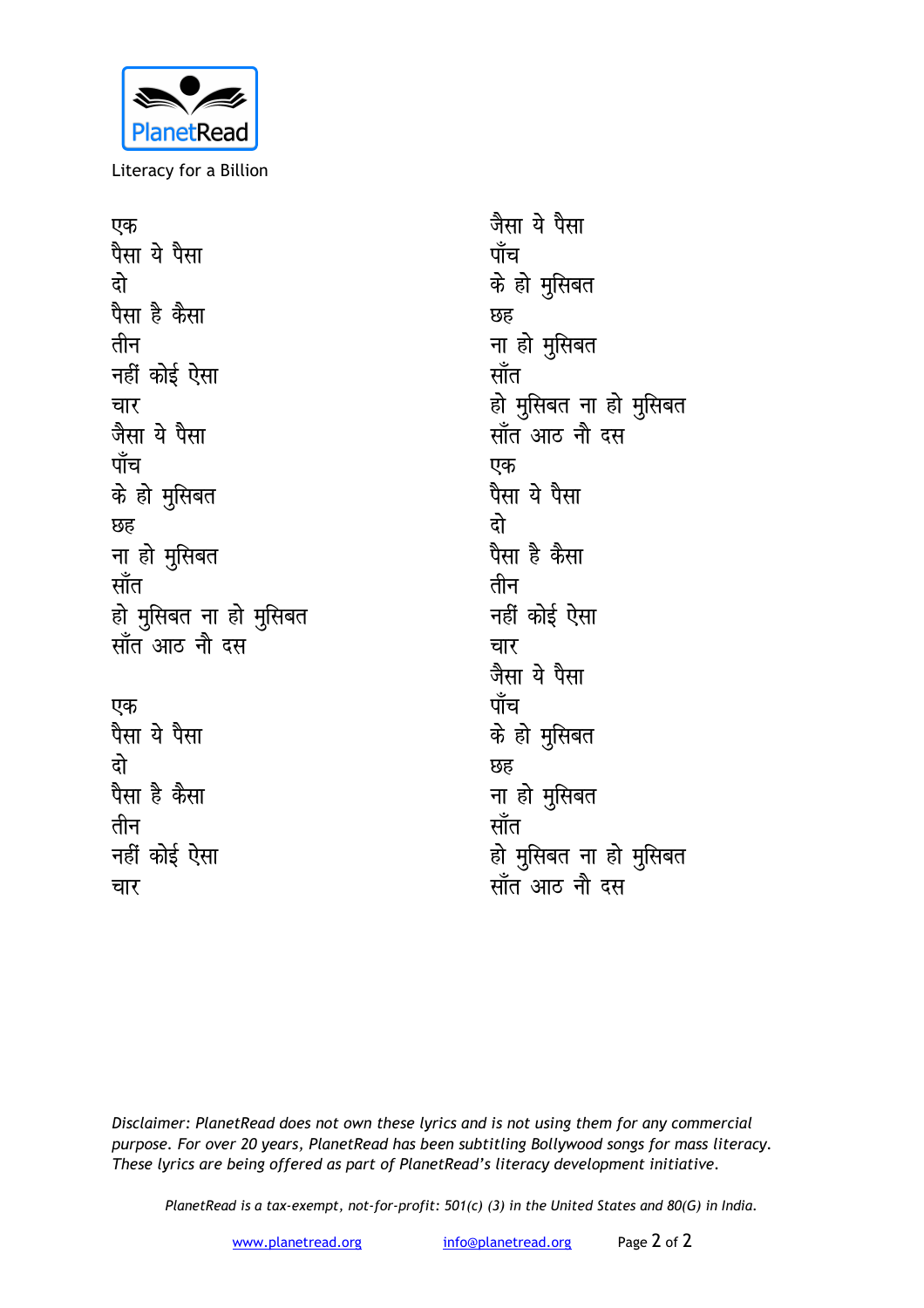PlanetRead

Literacy for a Billion

एक
पैसा ये पैसा
दो
पैसा है कैसा
तीन
नहीं कोई ऐसा
चार
जैसा ये पैसा
पाँच
के हो मुसिबत
छह
ना हो मुसिबत
साँत
हो मुसिबत ना हो मुसिबत
साँत आठ नौ दस

एक
पैसा ये पैसा
दो
पैसा है कैसा
तीन
नहीं कोई ऐसा
चार
जैसा ये पैसा
पाँच
के हो मुसिबत
छह
ना हो मुसिबत
साँत
हो मुसिबत ना हो मुसिबत
साँत आठ नौ दस
एक
पैसा ये पैसा
दो
पैसा है कैसा
तीन
नहीं कोई ऐसा
चार
जैसा ये पैसा
पाँच
के हो मुसिबत
छह
ना हो मुसिबत
साँत
हो मुसिबत ना हो मुसिबत
साँत आठ नौ दस

*Disclaimer: PlanetRead does not own these lyrics and is not using them for any commercial purpose. For over 20 years, PlanetRead has been subtitling Bollywood songs for mass literacy. These lyrics are being offered as part of PlanetRead's literacy development initiative.*

*PlanetRead is a tax-exempt, not-for-profit: 501(c) (3) in the United States and 80(G) in India.*

www.planetread.org info@planetread.org